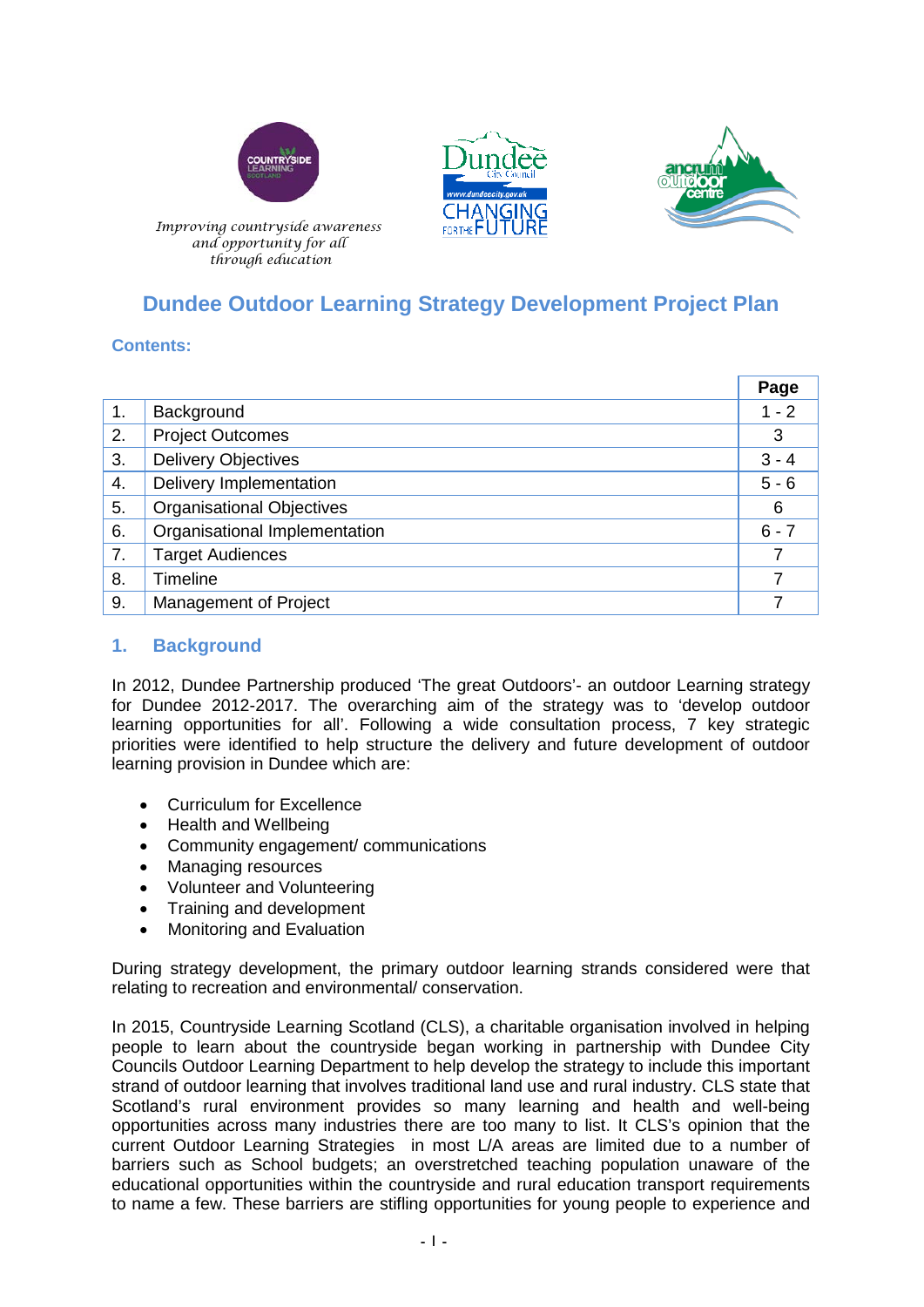*Improving countryside awareness and opportunity for all through education*

# Dundee Outdoor Learning Strategy Development Project Plan

**Contents:**

| | | Page |
|---|---|---|
| 1. | Background | 1 - 2 |
| 2. | Project Outcomes | 3 |
| 3. | Delivery Objectives | 3 - 4 |
| 4. | Delivery Implementation | 5 - 6 |
| 5. | Organisational Objectives | 6 |
| 6. | Organisational Implementation | 6 - 7 |
| 7. | Target Audiences | 7 |
| 8. | Timeline | 7 |
| 9. | Management of Project | 7 |

## 1. Background

In 2012, Dundee Partnership produced 'The great Outdoors'- an outdoor Learning strategy for Dundee 2012-2017. The overarching aim of the strategy was to 'develop outdoor learning opportunities for all'. Following a wide consultation process, 7 key strategic priorities were identified to help structure the delivery and future development of outdoor learning provision in Dundee which are:

- Curriculum for Excellence
- Health and Wellbeing
- Community engagement/ communications
- Managing resources
- Volunteer and Volunteering
- Training and development
- Monitoring and Evaluation

During strategy development, the primary outdoor learning strands considered were that relating to recreation and environmental/ conservation.

In 2015, Countryside Learning Scotland (CLS), a charitable organisation involved in helping people to learn about the countryside began working in partnership with Dundee City Councils Outdoor Learning Department to help develop the strategy to include this important strand of outdoor learning that involves traditional land use and rural industry. CLS state that Scotland's rural environment provides so many learning and health and well-being opportunities across many industries there are too many to list. It CLS's opinion that the current Outdoor Learning Strategies in most L/A areas are limited due to a number of barriers such as School budgets; an overstretched teaching population unaware of the educational opportunities within the countryside and rural education transport requirements to name a few. These barriers are stifling opportunities for young people to experience and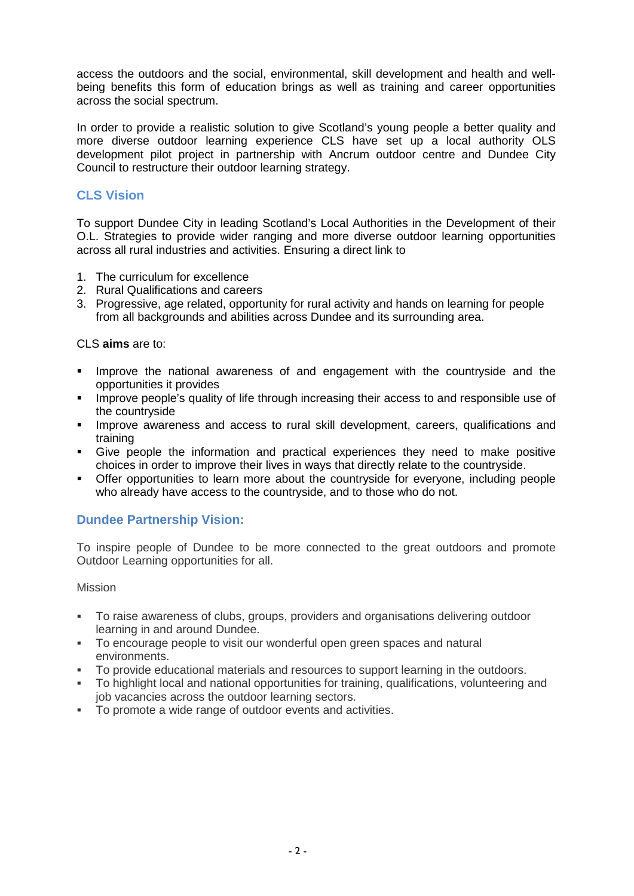access the outdoors and the social, environmental, skill development and health and well-being benefits this form of education brings as well as training and career opportunities across the social spectrum.

In order to provide a realistic solution to give Scotland's young people a better quality and more diverse outdoor learning experience CLS have set up a local authority OLS development pilot project in partnership with Ancrum outdoor centre and Dundee City Council to restructure their outdoor learning strategy.

## CLS Vision

To support Dundee City in leading Scotland's Local Authorities in the Development of their O.L. Strategies to provide wider ranging and more diverse outdoor learning opportunities across all rural industries and activities. Ensuring a direct link to

1. The curriculum for excellence
2. Rural Qualifications and careers
3. Progressive, age related, opportunity for rural activity and hands on learning for people from all backgrounds and abilities across Dundee and its surrounding area.

CLS **aims** are to:

- Improve the national awareness of and engagement with the countryside and the opportunities it provides
- Improve people's quality of life through increasing their access to and responsible use of the countryside
- Improve awareness and access to rural skill development, careers, qualifications and training
- Give people the information and practical experiences they need to make positive choices in order to improve their lives in ways that directly relate to the countryside.
- Offer opportunities to learn more about the countryside for everyone, including people who already have access to the countryside, and to those who do not.

## Dundee Partnership Vision:

To inspire people of Dundee to be more connected to the great outdoors and promote Outdoor Learning opportunities for all.

Mission

- To raise awareness of clubs, groups, providers and organisations delivering outdoor learning in and around Dundee.
- To encourage people to visit our wonderful open green spaces and natural environments.
- To provide educational materials and resources to support learning in the outdoors.
- To highlight local and national opportunities for training, qualifications, volunteering and job vacancies across the outdoor learning sectors.
- To promote a wide range of outdoor events and activities.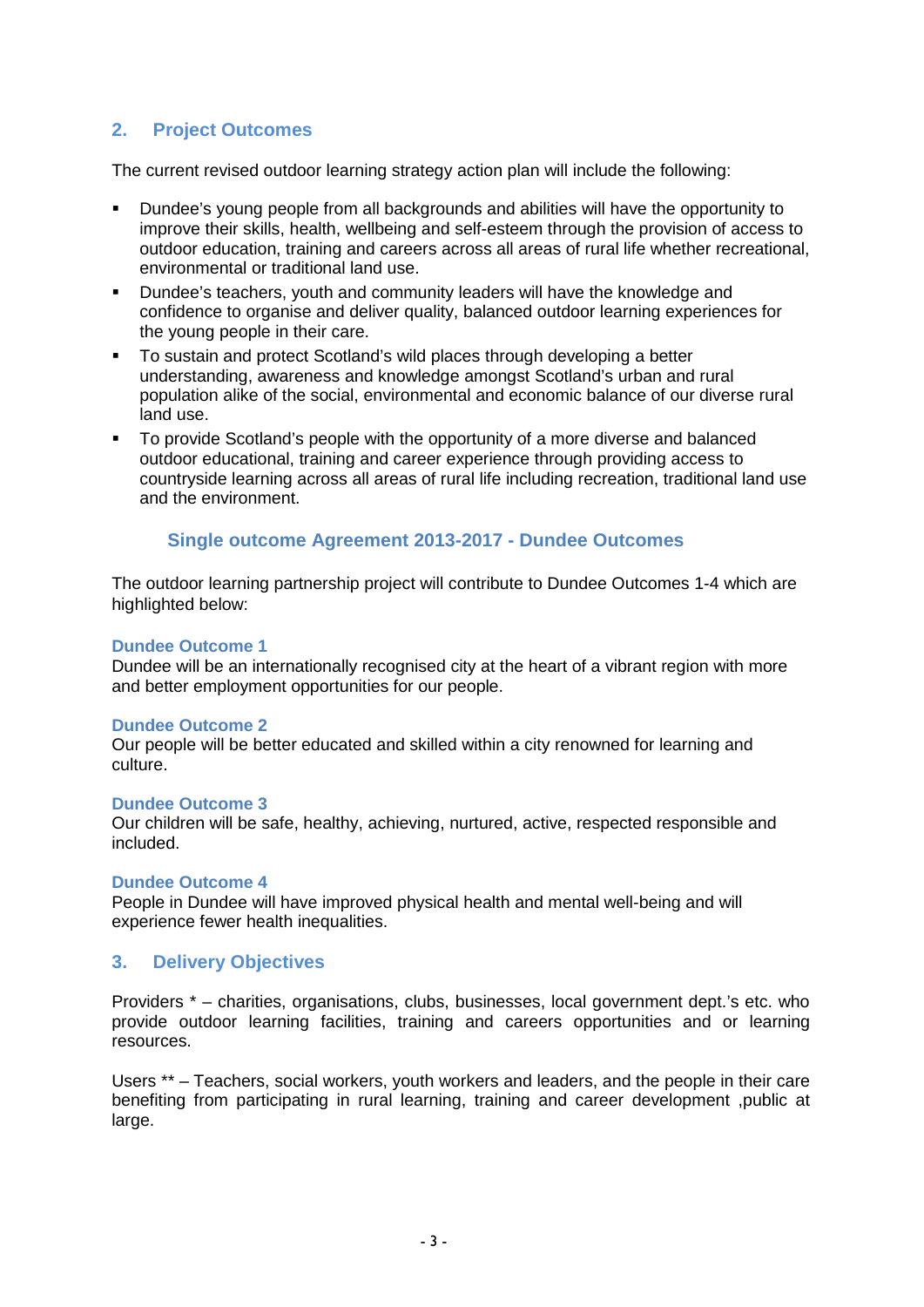## 2. Project Outcomes

The current revised outdoor learning strategy action plan will include the following:

- Dundee's young people from all backgrounds and abilities will have the opportunity to improve their skills, health, wellbeing and self-esteem through the provision of access to outdoor education, training and careers across all areas of rural life whether recreational, environmental or traditional land use.
- Dundee's teachers, youth and community leaders will have the knowledge and confidence to organise and deliver quality, balanced outdoor learning experiences for the young people in their care.
- To sustain and protect Scotland's wild places through developing a better understanding, awareness and knowledge amongst Scotland's urban and rural population alike of the social, environmental and economic balance of our diverse rural land use.
- To provide Scotland's people with the opportunity of a more diverse and balanced outdoor educational, training and career experience through providing access to countryside learning across all areas of rural life including recreation, traditional land use and the environment.

### Single outcome Agreement 2013-2017 - Dundee Outcomes

The outdoor learning partnership project will contribute to Dundee Outcomes 1-4 which are highlighted below:

**Dundee Outcome 1**
Dundee will be an internationally recognised city at the heart of a vibrant region with more and better employment opportunities for our people.

**Dundee Outcome 2**
Our people will be better educated and skilled within a city renowned for learning and culture.

**Dundee Outcome 3**
Our children will be safe, healthy, achieving, nurtured, active, respected responsible and included.

**Dundee Outcome 4**
People in Dundee will have improved physical health and mental well-being and will experience fewer health inequalities.

## 3. Delivery Objectives

Providers * – charities, organisations, clubs, businesses, local government dept.'s etc. who provide outdoor learning facilities, training and careers opportunities and or learning resources.

Users ** – Teachers, social workers, youth workers and leaders, and the people in their care benefiting from participating in rural learning, training and career development ,public at large.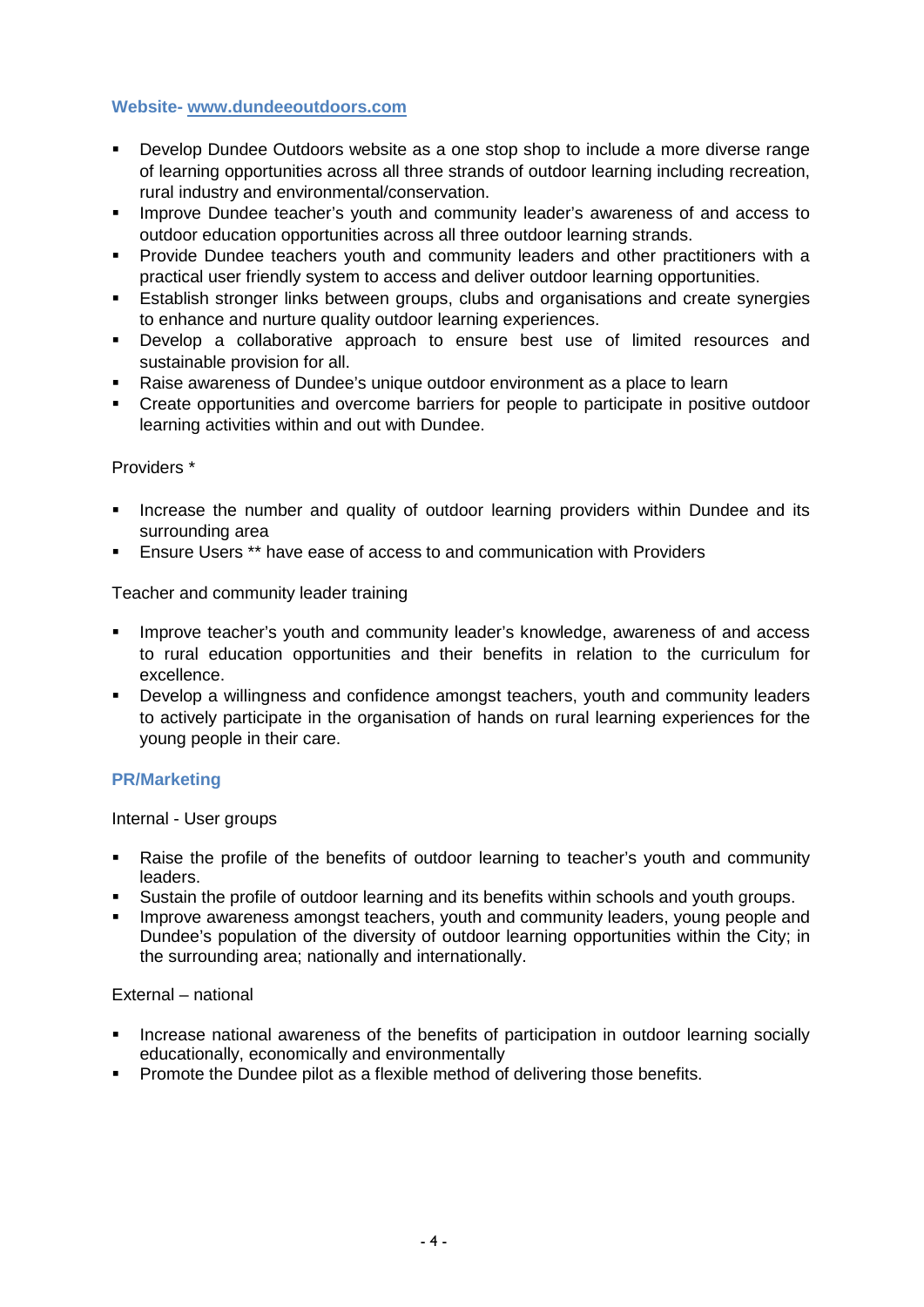### Website- [www.dundeeoutdoors.com](http://www.dundeeoutdoors.com)

- Develop Dundee Outdoors website as a one stop shop to include a more diverse range of learning opportunities across all three strands of outdoor learning including recreation, rural industry and environmental/conservation.
- Improve Dundee teacher's youth and community leader's awareness of and access to outdoor education opportunities across all three outdoor learning strands.
- Provide Dundee teachers youth and community leaders and other practitioners with a practical user friendly system to access and deliver outdoor learning opportunities.
- Establish stronger links between groups, clubs and organisations and create synergies to enhance and nurture quality outdoor learning experiences.
- Develop a collaborative approach to ensure best use of limited resources and sustainable provision for all.
- Raise awareness of Dundee's unique outdoor environment as a place to learn
- Create opportunities and overcome barriers for people to participate in positive outdoor learning activities within and out with Dundee.

Providers *

- Increase the number and quality of outdoor learning providers within Dundee and its surrounding area
- Ensure Users ** have ease of access to and communication with Providers

Teacher and community leader training

- Improve teacher's youth and community leader's knowledge, awareness of and access to rural education opportunities and their benefits in relation to the curriculum for excellence.
- Develop a willingness and confidence amongst teachers, youth and community leaders to actively participate in the organisation of hands on rural learning experiences for the young people in their care.

### PR/Marketing

Internal - User groups

- Raise the profile of the benefits of outdoor learning to teacher's youth and community leaders.
- Sustain the profile of outdoor learning and its benefits within schools and youth groups.
- Improve awareness amongst teachers, youth and community leaders, young people and Dundee's population of the diversity of outdoor learning opportunities within the City; in the surrounding area; nationally and internationally.

External – national

- Increase national awareness of the benefits of participation in outdoor learning socially educationally, economically and environmentally
- Promote the Dundee pilot as a flexible method of delivering those benefits.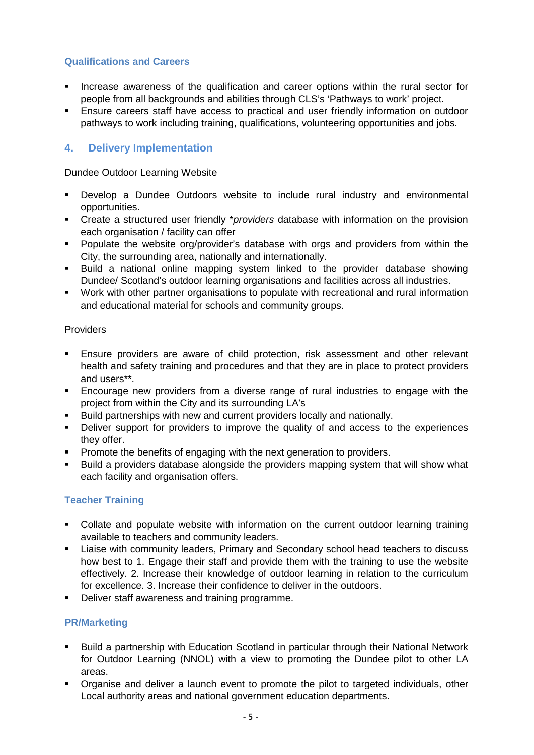### Qualifications and Careers

- Increase awareness of the qualification and career options within the rural sector for people from all backgrounds and abilities through CLS's 'Pathways to work' project.
- Ensure careers staff have access to practical and user friendly information on outdoor pathways to work including training, qualifications, volunteering opportunities and jobs.

## 4. Delivery Implementation

Dundee Outdoor Learning Website

- Develop a Dundee Outdoors website to include rural industry and environmental opportunities.
- Create a structured user friendly **providers* database with information on the provision each organisation / facility can offer
- Populate the website org/provider's database with orgs and providers from within the City, the surrounding area, nationally and internationally.
- Build a national online mapping system linked to the provider database showing Dundee/ Scotland's outdoor learning organisations and facilities across all industries.
- Work with other partner organisations to populate with recreational and rural information and educational material for schools and community groups.

Providers

- Ensure providers are aware of child protection, risk assessment and other relevant health and safety training and procedures and that they are in place to protect providers and users**.
- Encourage new providers from a diverse range of rural industries to engage with the project from within the City and its surrounding LA's
- Build partnerships with new and current providers locally and nationally.
- Deliver support for providers to improve the quality of and access to the experiences they offer.
- Promote the benefits of engaging with the next generation to providers.
- Build a providers database alongside the providers mapping system that will show what each facility and organisation offers.

### Teacher Training

- Collate and populate website with information on the current outdoor learning training available to teachers and community leaders.
- Liaise with community leaders, Primary and Secondary school head teachers to discuss how best to 1. Engage their staff and provide them with the training to use the website effectively. 2. Increase their knowledge of outdoor learning in relation to the curriculum for excellence. 3. Increase their confidence to deliver in the outdoors.
- Deliver staff awareness and training programme.

### PR/Marketing

- Build a partnership with Education Scotland in particular through their National Network for Outdoor Learning (NNOL) with a view to promoting the Dundee pilot to other LA areas.
- Organise and deliver a launch event to promote the pilot to targeted individuals, other Local authority areas and national government education departments.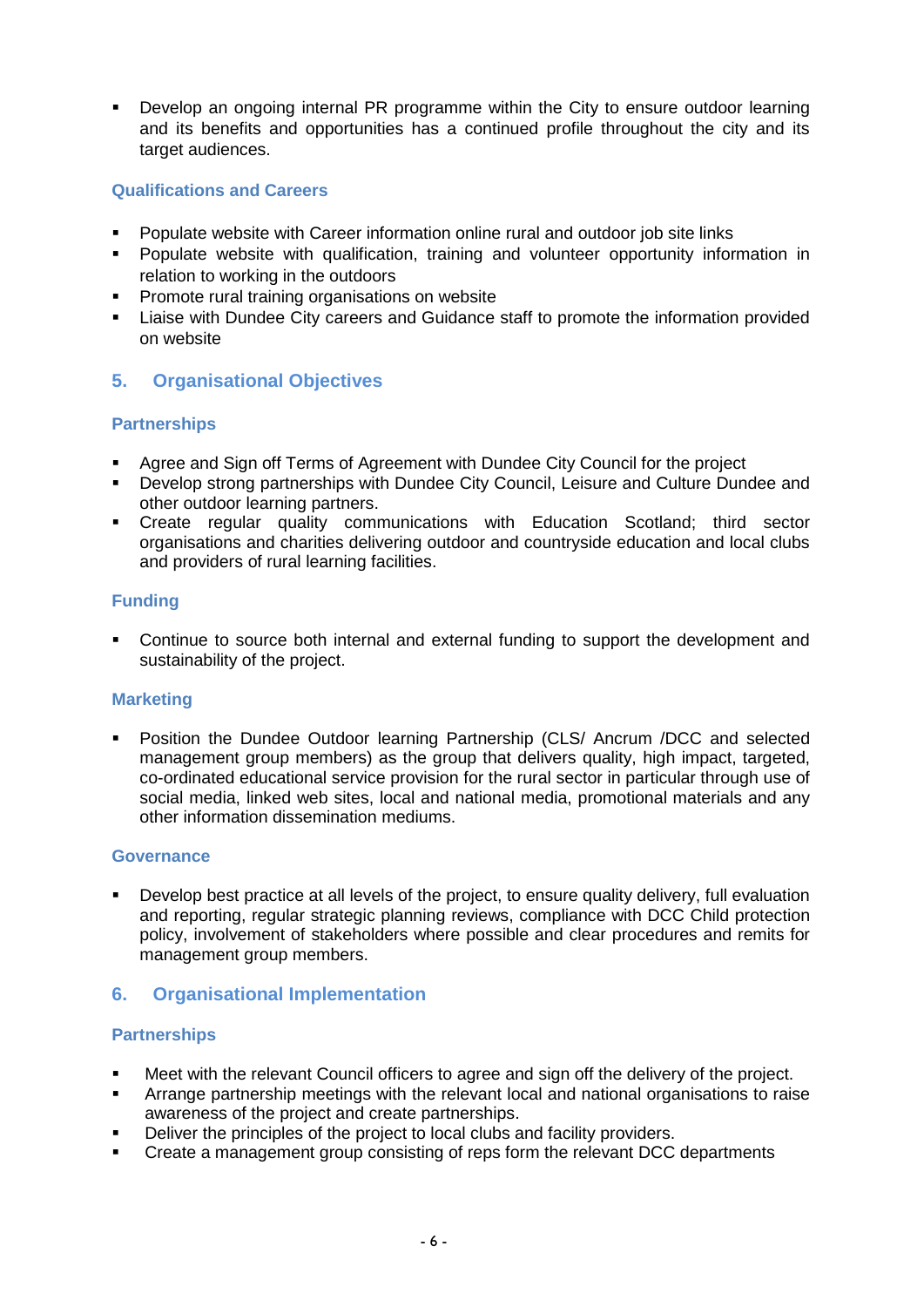- Develop an ongoing internal PR programme within the City to ensure outdoor learning and its benefits and opportunities has a continued profile throughout the city and its target audiences.

### Qualifications and Careers

- Populate website with Career information online rural and outdoor job site links
- Populate website with qualification, training and volunteer opportunity information in relation to working in the outdoors
- Promote rural training organisations on website
- Liaise with Dundee City careers and Guidance staff to promote the information provided on website

## 5. Organisational Objectives

### Partnerships

- Agree and Sign off Terms of Agreement with Dundee City Council for the project
- Develop strong partnerships with Dundee City Council, Leisure and Culture Dundee and other outdoor learning partners.
- Create regular quality communications with Education Scotland; third sector organisations and charities delivering outdoor and countryside education and local clubs and providers of rural learning facilities.

### Funding

- Continue to source both internal and external funding to support the development and sustainability of the project.

### Marketing

- Position the Dundee Outdoor learning Partnership (CLS/ Ancrum /DCC and selected management group members) as the group that delivers quality, high impact, targeted, co-ordinated educational service provision for the rural sector in particular through use of social media, linked web sites, local and national media, promotional materials and any other information dissemination mediums.

### Governance

- Develop best practice at all levels of the project, to ensure quality delivery, full evaluation and reporting, regular strategic planning reviews, compliance with DCC Child protection policy, involvement of stakeholders where possible and clear procedures and remits for management group members.

## 6. Organisational Implementation

### Partnerships

- Meet with the relevant Council officers to agree and sign off the delivery of the project.
- Arrange partnership meetings with the relevant local and national organisations to raise awareness of the project and create partnerships.
- Deliver the principles of the project to local clubs and facility providers.
- Create a management group consisting of reps form the relevant DCC departments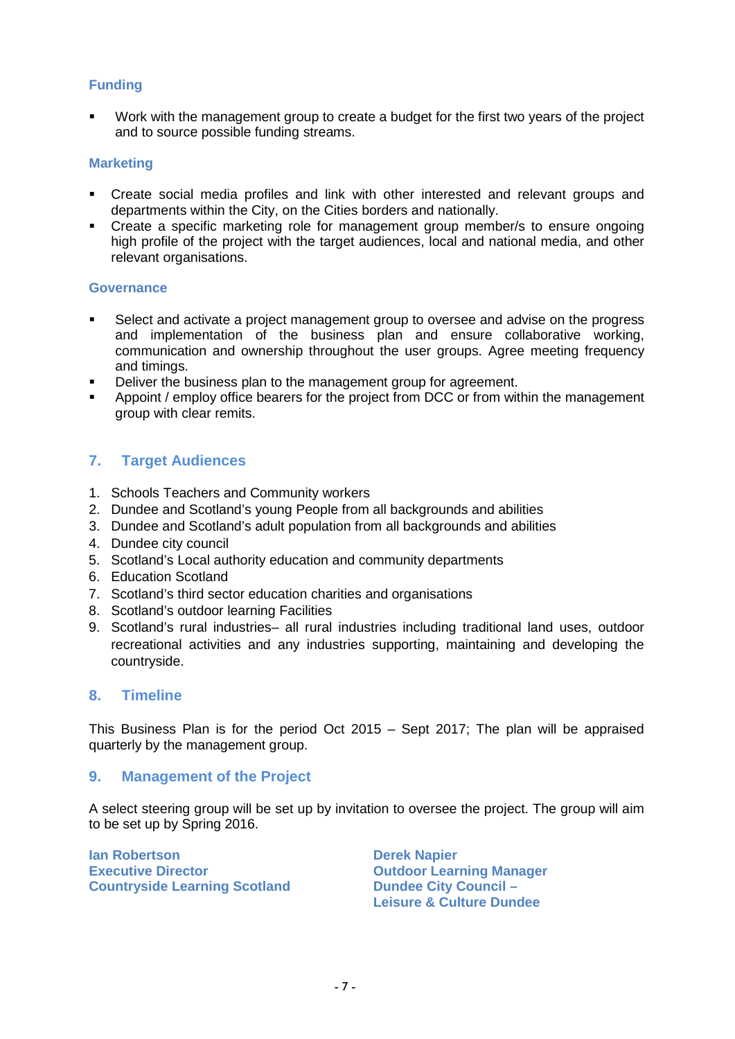### Funding

- Work with the management group to create a budget for the first two years of the project and to source possible funding streams.

### Marketing

- Create social media profiles and link with other interested and relevant groups and departments within the City, on the Cities borders and nationally.
- Create a specific marketing role for management group member/s to ensure ongoing high profile of the project with the target audiences, local and national media, and other relevant organisations.

### Governance

- Select and activate a project management group to oversee and advise on the progress and implementation of the business plan and ensure collaborative working, communication and ownership throughout the user groups. Agree meeting frequency and timings.
- Deliver the business plan to the management group for agreement.
- Appoint / employ office bearers for the project from DCC or from within the management group with clear remits.

## 7. Target Audiences

1. Schools Teachers and Community workers
2. Dundee and Scotland's young People from all backgrounds and abilities
3. Dundee and Scotland's adult population from all backgrounds and abilities
4. Dundee city council
5. Scotland's Local authority education and community departments
6. Education Scotland
7. Scotland's third sector education charities and organisations
8. Scotland's outdoor learning Facilities
9. Scotland's rural industries– all rural industries including traditional land uses, outdoor recreational activities and any industries supporting, maintaining and developing the countryside.

## 8. Timeline

This Business Plan is for the period Oct 2015 – Sept 2017; The plan will be appraised quarterly by the management group.

## 9. Management of the Project

A select steering group will be set up by invitation to oversee the project. The group will aim to be set up by Spring 2016.

**Ian Robertson**
**Executive Director**
**Countryside Learning Scotland**

**Derek Napier**
**Outdoor Learning Manager**
**Dundee City Council –**
**Leisure & Culture Dundee**